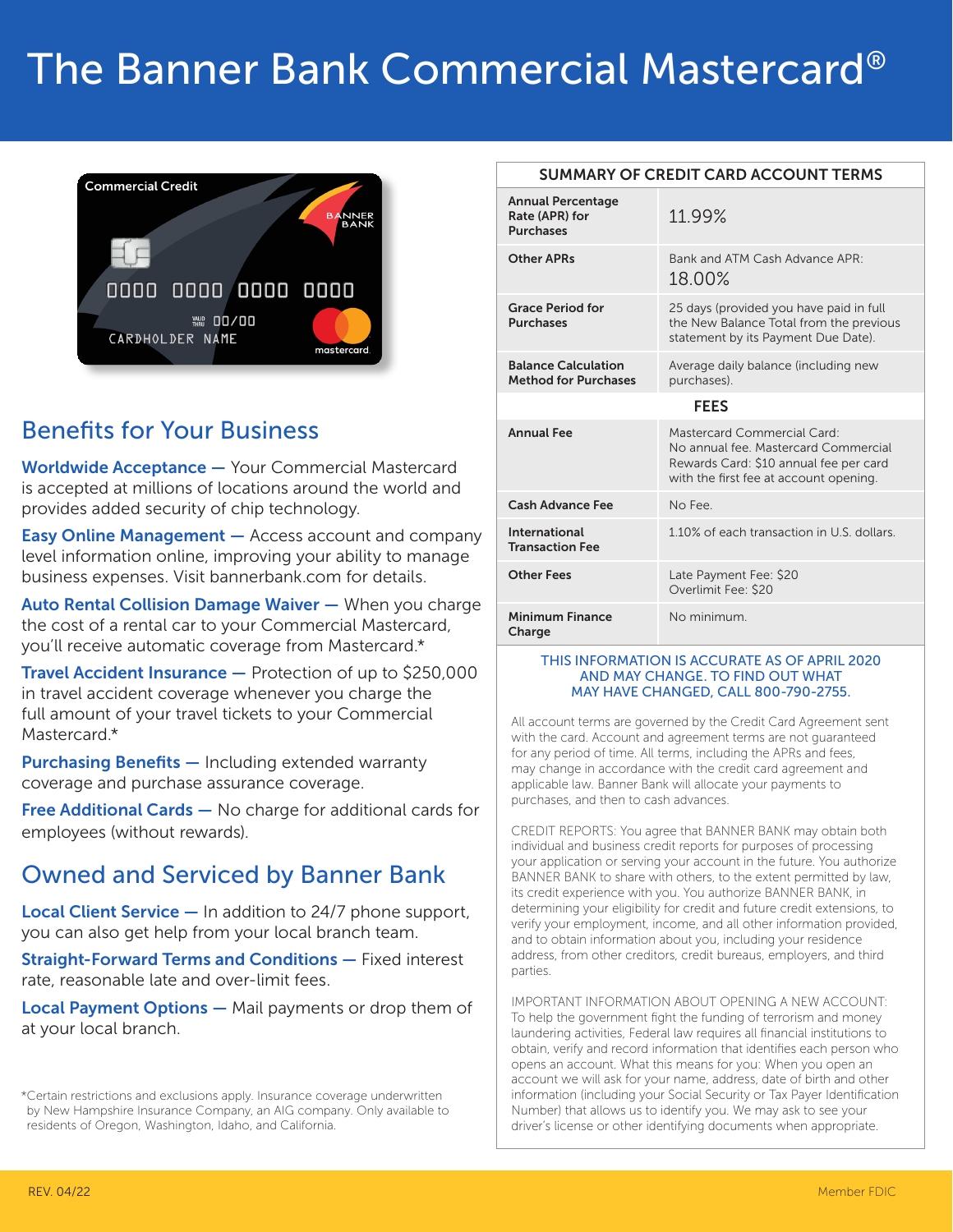# The Banner Bank Commercial Mastercard®

## Benefits for Your Business

**Worldwide Acceptance —** Your Commercial Mastercard is accepted at millions of locations around the world and provides added security of chip technology.

**Easy Online Management —** Access account and company level information online, improving your ability to manage business expenses. Visit bannerbank.com for details.

**Auto Rental Collision Damage Waiver —** When you charge the cost of a rental car to your Commercial Mastercard, you'll receive automatic coverage from Mastercard.*

**Travel Accident Insurance —** Protection of up to $250,000 in travel accident coverage whenever you charge the full amount of your travel tickets to your Commercial Mastercard.*

**Purchasing Benefits —** Including extended warranty coverage and purchase assurance coverage.

**Free Additional Cards —** No charge for additional cards for employees (without rewards).

## Owned and Serviced by Banner Bank

**Local Client Service —** In addition to 24/7 phone support, you can also get help from your local branch team.

**Straight-Forward Terms and Conditions —** Fixed interest rate, reasonable late and over-limit fees.

**Local Payment Options —** Mail payments or drop them of at your local branch.

*Certain restrictions and exclusions apply. Insurance coverage underwritten by New Hampshire Insurance Company, an AIG company. Only available to residents of Oregon, Washington, Idaho, and California.

| SUMMARY OF CREDIT CARD ACCOUNT TERMS | |
|---|---|
| **Annual Percentage Rate (APR) for Purchases** | 11.99% |
| **Other APRs** | Bank and ATM Cash Advance APR: 18.00% |
| **Grace Period for Purchases** | 25 days (provided you have paid in full the New Balance Total from the previous statement by its Payment Due Date). |
| **Balance Calculation Method for Purchases** | Average daily balance (including new purchases). |
| **FEES** | |
| **Annual Fee** | Mastercard Commercial Card: No annual fee. Mastercard Commercial Rewards Card: $10 annual fee per card with the first fee at account opening. |
| **Cash Advance Fee** | No Fee. |
| **International Transaction Fee** | 1.10% of each transaction in U.S. dollars. |
| **Other Fees** | Late Payment Fee: $20<br>Overlimit Fee: $20 |
| **Minimum Finance Charge** | No minimum. |

THIS INFORMATION IS ACCURATE AS OF APRIL 2020 AND MAY CHANGE. TO FIND OUT WHAT MAY HAVE CHANGED, CALL 800-790-2755.

All account terms are governed by the Credit Card Agreement sent with the card. Account and agreement terms are not guaranteed for any period of time. All terms, including the APRs and fees, may change in accordance with the credit card agreement and applicable law. Banner Bank will allocate your payments to purchases, and then to cash advances.

CREDIT REPORTS: You agree that BANNER BANK may obtain both individual and business credit reports for purposes of processing your application or serving your account in the future. You authorize BANNER BANK to share with others, to the extent permitted by law, its credit experience with you. You authorize BANNER BANK, in determining your eligibility for credit and future credit extensions, to verify your employment, income, and all other information provided, and to obtain information about you, including your residence address, from other creditors, credit bureaus, employers, and third parties.

IMPORTANT INFORMATION ABOUT OPENING A NEW ACCOUNT: To help the government fight the funding of terrorism and money laundering activities, Federal law requires all financial institutions to obtain, verify and record information that identifies each person who opens an account. What this means for you: When you open an account we will ask for your name, address, date of birth and other information (including your Social Security or Tax Payer Identification Number) that allows us to identify you. We may ask to see your driver's license or other identifying documents when appropriate.

REV. 04/22

Member FDIC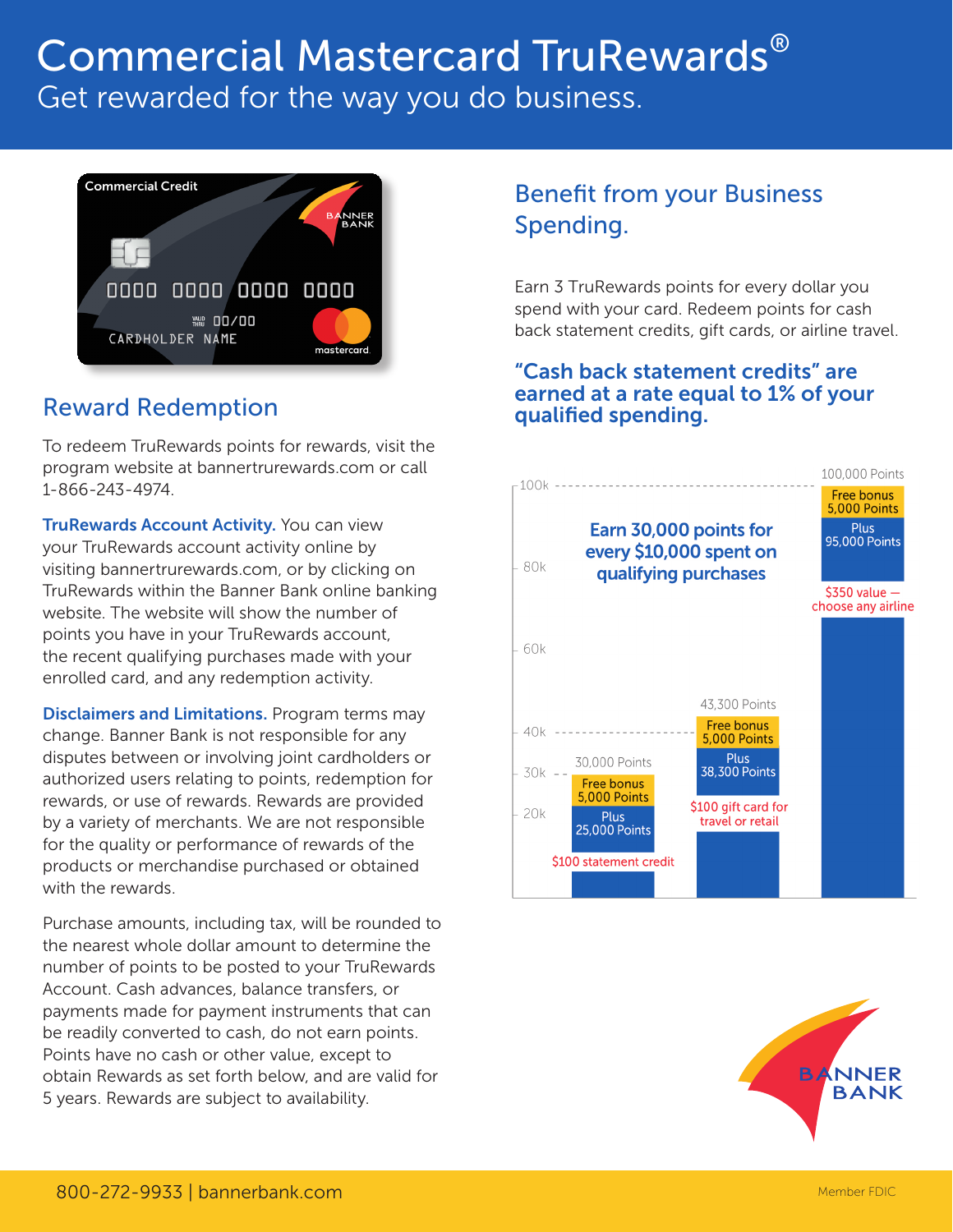# Commercial Mastercard TruRewards®

Get rewarded for the way you do business.

## Reward Redemption

To redeem TruRewards points for rewards, visit the program website at bannertrurewards.com or call 1-866-243-4974.

**TruRewards Account Activity.** You can view your TruRewards account activity online by visiting bannertrurewards.com, or by clicking on TruRewards within the Banner Bank online banking website. The website will show the number of points you have in your TruRewards account, the recent qualifying purchases made with your enrolled card, and any redemption activity.

**Disclaimers and Limitations.** Program terms may change. Banner Bank is not responsible for any disputes between or involving joint cardholders or authorized users relating to points, redemption for rewards, or use of rewards. Rewards are provided by a variety of merchants. We are not responsible for the quality or performance of rewards of the products or merchandise purchased or obtained with the rewards.

Purchase amounts, including tax, will be rounded to the nearest whole dollar amount to determine the number of points to be posted to your TruRewards Account. Cash advances, balance transfers, or payments made for payment instruments that can be readily converted to cash, do not earn points. Points have no cash or other value, except to obtain Rewards as set forth below, and are valid for 5 years. Rewards are subject to availability.

## Benefit from your Business Spending.

Earn 3 TruRewards points for every dollar you spend with your card. Redeem points for cash back statement credits, gift cards, or airline travel.

### "Cash back statement credits" are earned at a rate equal to 1% of your qualified spending.

**Earn 30,000 points for every $10,000 spent on qualifying purchases**

| Total Points | Free bonus | Plus | Reward |
|---|---|---|---|
| 30,000 Points | 5,000 Points | 25,000 Points | $100 statement credit |
| 43,300 Points | 5,000 Points | 38,300 Points | $100 gift card for travel or retail |
| 100,000 Points | 5,000 Points | 95,000 Points | $350 value — choose any airline |

800-272-9933 | bannerbank.com

Member FDIC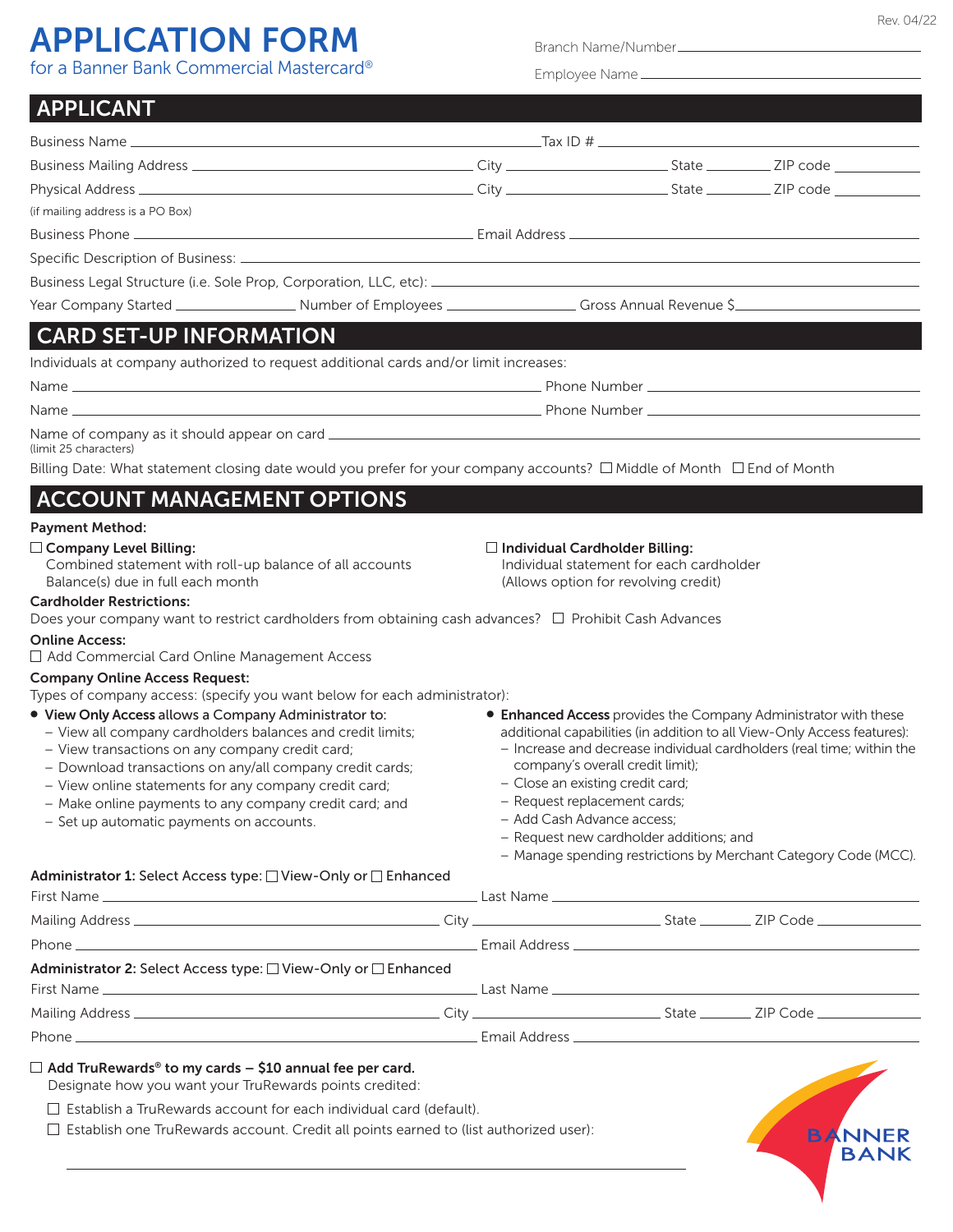Rev. 04/22

# APPLICATION FORM

for a Banner Bank Commercial Mastercard®

Branch Name/Number ______________________

Employee Name ______________________

## APPLICANT

Business Name ______________________ Tax ID # ______________________

Business Mailing Address ______________________ City ____________ State ________ ZIP code ________

Physical Address ______________________ City ____________ State ________ ZIP code ________
(if mailing address is a PO Box)

Business Phone ______________________ Email Address ______________________

Specific Description of Business: ______________________

Business Legal Structure (i.e. Sole Prop, Corporation, LLC, etc): ______________________

Year Company Started ____________ Number of Employees ____________ Gross Annual Revenue $____________

## CARD SET-UP INFORMATION

Individuals at company authorized to request additional cards and/or limit increases:

Name ______________________ Phone Number ______________________

Name ______________________ Phone Number ______________________

Name of company as it should appear on card ______________________
(limit 25 characters)

Billing Date: What statement closing date would you prefer for your company accounts? ☐ Middle of Month ☐ End of Month

## ACCOUNT MANAGEMENT OPTIONS

**Payment Method:**

☐ **Company Level Billing:**
Combined statement with roll-up balance of all accounts
Balance(s) due in full each month

☐ **Individual Cardholder Billing:**
Individual statement for each cardholder
(Allows option for revolving credit)

**Cardholder Restrictions:**

Does your company want to restrict cardholders from obtaining cash advances? ☐ Prohibit Cash Advances

**Online Access:**

☐ Add Commercial Card Online Management Access

**Company Online Access Request:**

Types of company access: (specify you want below for each administrator):

- **View Only Access** allows a Company Administrator to:
  - View all company cardholders balances and credit limits;
  - View transactions on any company credit card;
  - Download transactions on any/all company credit cards;
  - View online statements for any company credit card;
  - Make online payments to any company credit card; and
  - Set up automatic payments on accounts.
- **Enhanced Access** provides the Company Administrator with these additional capabilities (in addition to all View-Only Access features):
  - Increase and decrease individual cardholders (real time; within the company's overall credit limit);
  - Close an existing credit card;
  - Request replacement cards;
  - Add Cash Advance access;
  - Request new cardholder additions; and
  - Manage spending restrictions by Merchant Category Code (MCC).

**Administrator 1:** Select Access type: ☐ View-Only or ☐ Enhanced

First Name ______________________ Last Name ______________________

Mailing Address ______________________ City ____________ State ________ ZIP Code ________

Phone ______________________ Email Address ______________________

**Administrator 2:** Select Access type: ☐ View-Only or ☐ Enhanced

First Name ______________________ Last Name ______________________

Mailing Address ______________________ City ____________ State ________ ZIP Code ________

Phone ______________________ Email Address ______________________

☐ **Add TruRewards® to my cards – $10 annual fee per card.**
Designate how you want your TruRewards points credited:

☐ Establish a TruRewards account for each individual card (default).

☐ Establish one TruRewards account. Credit all points earned to (list authorized user):

______________________

BANNER BANK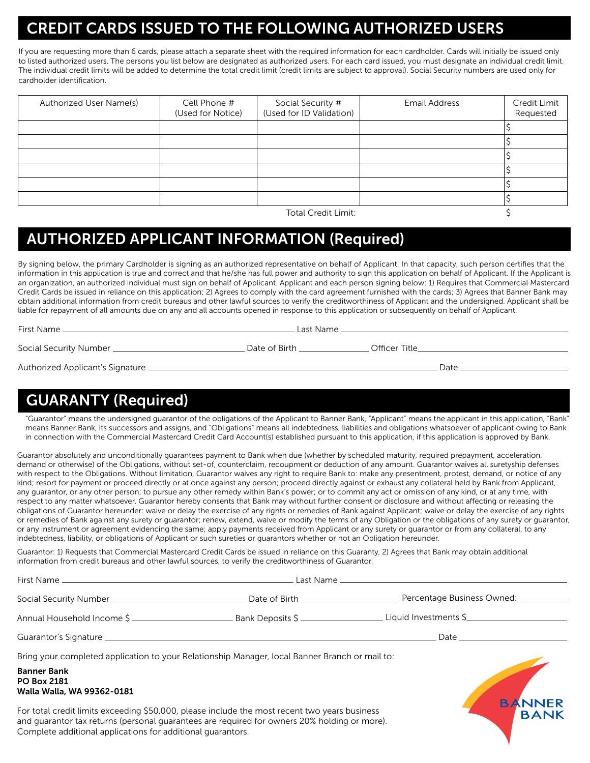## CREDIT CARDS ISSUED TO THE FOLLOWING AUTHORIZED USERS

If you are requesting more than 6 cards, please attach a separate sheet with the required information for each cardholder. Cards will initially be issued only to listed authorized users. The persons you list below are designated as authorized users. For each card issued, you must designate an individual credit limit. The individual credit limits will be added to determine the total credit limit (credit limits are subject to approval). Social Security numbers are used only for cardholder identification.

| Authorized User Name(s) | Cell Phone # (Used for Notice) | Social Security # (Used for ID Validation) | Email Address | Credit Limit Requested |
|---|---|---|---|---|
| | | | | $ |
| | | | | $ |
| | | | | $ |
| | | | | $ |
| | | | | $ |
| | | | | $ |
| | | | Total Credit Limit: | $ |

## AUTHORIZED APPLICANT INFORMATION (Required)

By signing below, the primary Cardholder is signing as an authorized representative on behalf of Applicant. In that capacity, such person certifies that the information in this application is true and correct and that he/she has full power and authority to sign this application on behalf of Applicant. If the Applicant is an organization, an authorized individual must sign on behalf of Applicant. Applicant and each person signing below: 1) Requires that Commercial Mastercard Credit Cards be issued in reliance on this application; 2) Agrees to comply with the card agreement furnished with the cards; 3) Agrees that Banner Bank may obtain additional information from credit bureaus and other lawful sources to verify the creditworthiness of Applicant and the undersigned. Applicant shall be liable for repayment of all amounts due on any and all accounts opened in response to this application or subsequently on behalf of Applicant.

First Name ______________________ Last Name ______________________

Social Security Number ______________________ Date of Birth ______________ Officer Title______________________

Authorized Applicant's Signature ______________________ Date ______________

## GUARANTY (Required)

"Guarantor" means the undersigned guarantor of the obligations of the Applicant to Banner Bank, "Applicant" means the applicant in this application, "Bank" means Banner Bank, its successors and assigns, and "Obligations" means all indebtedness, liabilities and obligations whatsoever of applicant owing to Bank in connection with the Commercial Mastercard Credit Card Account(s) established pursuant to this application, if this application is approved by Bank.

Guarantor absolutely and unconditionally guarantees payment to Bank when due (whether by scheduled maturity, required prepayment, acceleration, demand or otherwise) of the Obligations, without set-of, counterclaim, recoupment or deduction of any amount. Guarantor waives all suretyship defenses with respect to the Obligations. Without limitation, Guarantor waives any right to require Bank to: make any presentment, protest, demand, or notice of any kind; resort for payment or proceed directly or at once against any person; proceed directly against or exhaust any collateral held by Bank from Applicant, any guarantor, or any other person; to pursue any other remedy within Bank's power; or to commit any act or omission of any kind, or at any time, with respect to any matter whatsoever. Guarantor hereby consents that Bank may without further consent or disclosure and without affecting or releasing the obligations of Guarantor hereunder: waive or delay the exercise of any rights or remedies of Bank against Applicant; waive or delay the exercise of any rights or remedies of Bank against any surety or guarantor; renew, extend, waive or modify the terms of any Obligation or the obligations of any surety or guarantor, or any instrument or agreement evidencing the same; apply payments received from Applicant or any surety or guarantor or from any collateral, to any indebtedness, liability, or obligations of Applicant or such sureties or guarantors whether or not an Obligation hereunder.

Guarantor: 1) Requests that Commercial Mastercard Credit Cards be issued in reliance on this Guaranty, 2) Agrees that Bank may obtain additional information from credit bureaus and other lawful sources, to verify the creditworthiness of Guarantor.

First Name ______________________ Last Name ______________________

Social Security Number ______________________ Date of Birth ______________ Percentage Business Owned:__________

Annual Household Income $ ______________ Bank Deposits $ ______________ Liquid Investments $______________

Guarantor's Signature ______________________ Date ______________

Bring your completed application to your Relationship Manager, local Banner Branch or mail to:

**Banner Bank**
**PO Box 2181**
**Walla Walla, WA 99362-0181**

For total credit limits exceeding $50,000, please include the most recent two years business and guarantor tax returns (personal guarantees are required for owners 20% holding or more). Complete additional applications for additional guarantors.

BANNER BANK